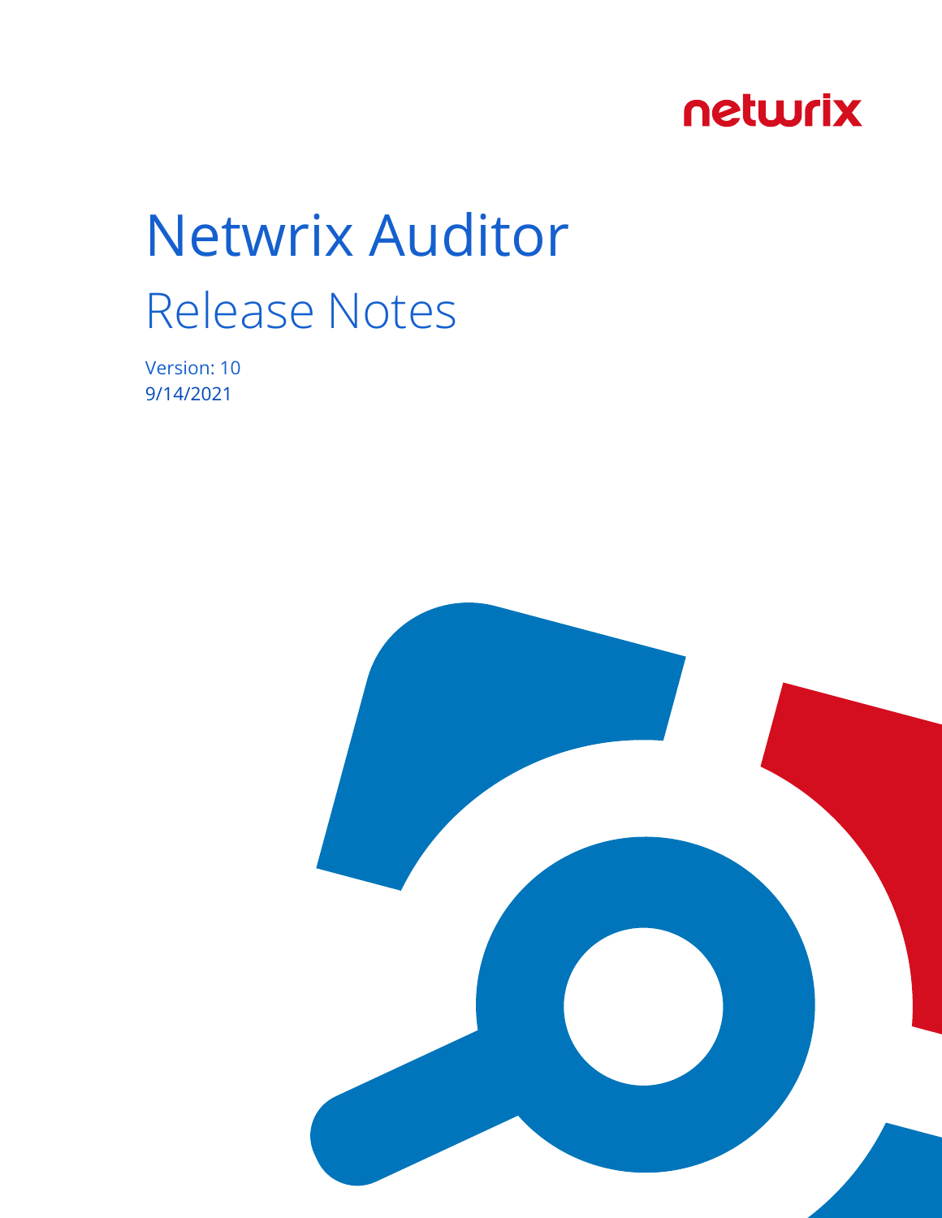netwrix

# Netwrix Auditor

## Release Notes

Version: 10
9/14/2021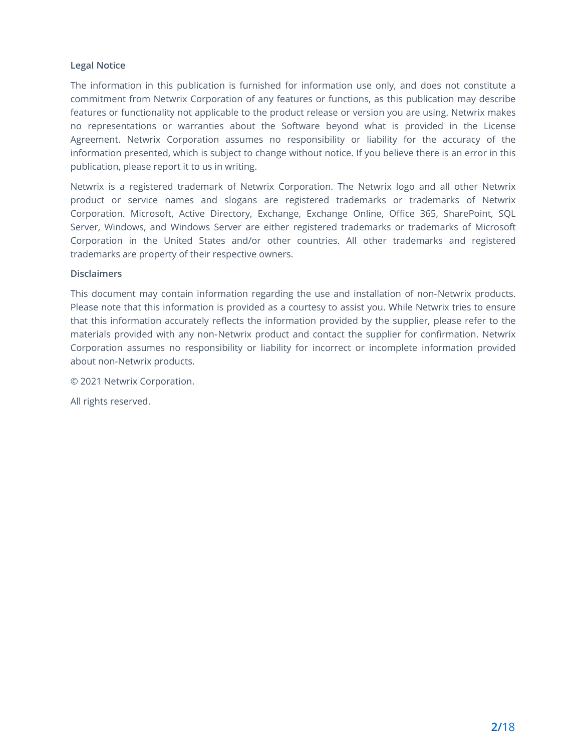**Legal Notice**

The information in this publication is furnished for information use only, and does not constitute a commitment from Netwrix Corporation of any features or functions, as this publication may describe features or functionality not applicable to the product release or version you are using. Netwrix makes no representations or warranties about the Software beyond what is provided in the License Agreement. Netwrix Corporation assumes no responsibility or liability for the accuracy of the information presented, which is subject to change without notice. If you believe there is an error in this publication, please report it to us in writing.

Netwrix is a registered trademark of Netwrix Corporation. The Netwrix logo and all other Netwrix product or service names and slogans are registered trademarks or trademarks of Netwrix Corporation. Microsoft, Active Directory, Exchange, Exchange Online, Office 365, SharePoint, SQL Server, Windows, and Windows Server are either registered trademarks or trademarks of Microsoft Corporation in the United States and/or other countries. All other trademarks and registered trademarks are property of their respective owners.

**Disclaimers**

This document may contain information regarding the use and installation of non-Netwrix products. Please note that this information is provided as a courtesy to assist you. While Netwrix tries to ensure that this information accurately reflects the information provided by the supplier, please refer to the materials provided with any non-Netwrix product and contact the supplier for confirmation. Netwrix Corporation assumes no responsibility or liability for incorrect or incomplete information provided about non-Netwrix products.

© 2021 Netwrix Corporation.

All rights reserved.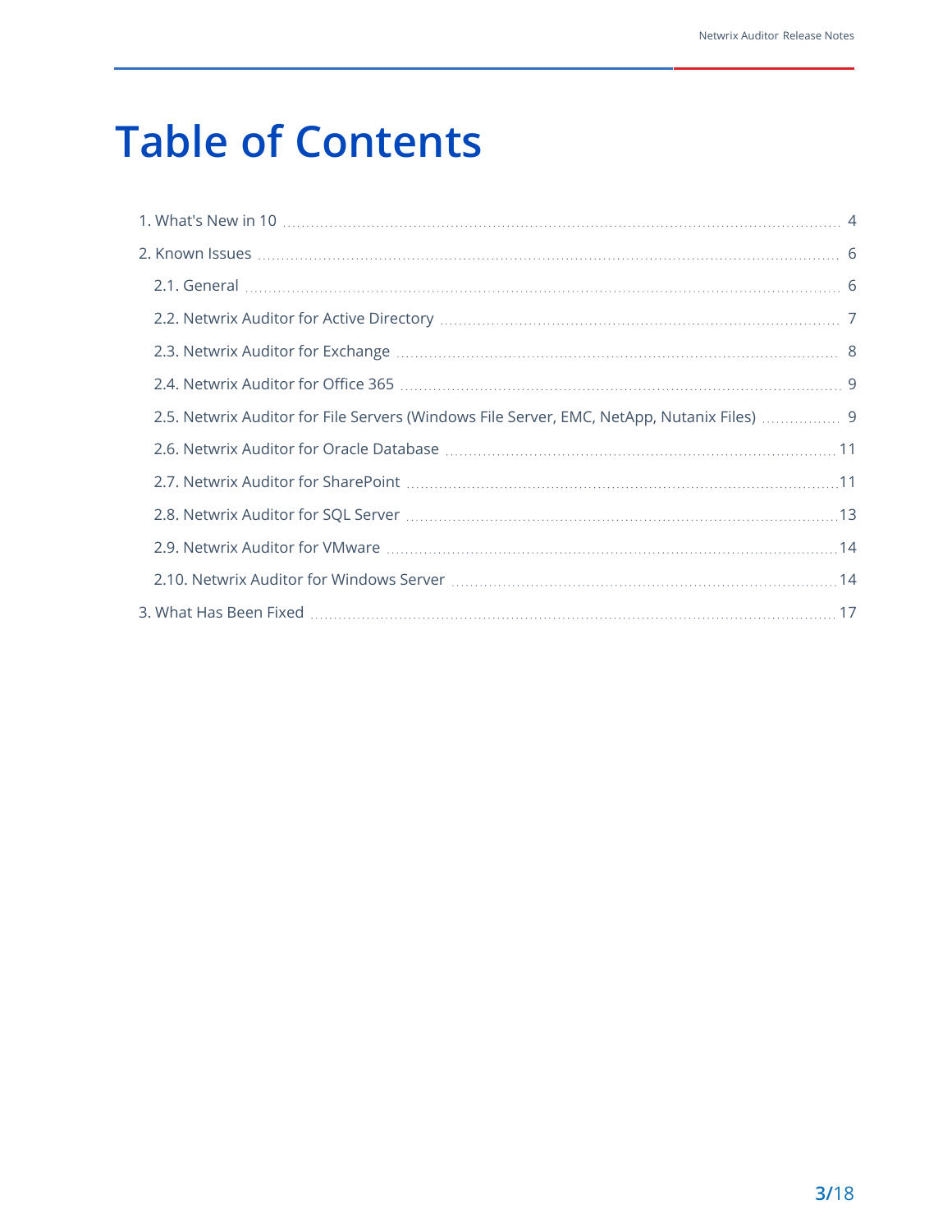# Table of Contents

1. What's New in 10 ... 4
2. Known Issues ... 6
   - 2.1. General ... 6
   - 2.2. Netwrix Auditor for Active Directory ... 7
   - 2.3. Netwrix Auditor for Exchange ... 8
   - 2.4. Netwrix Auditor for Office 365 ... 9
   - 2.5. Netwrix Auditor for File Servers (Windows File Server, EMC, NetApp, Nutanix Files) ... 9
   - 2.6. Netwrix Auditor for Oracle Database ... 11
   - 2.7. Netwrix Auditor for SharePoint ... 11
   - 2.8. Netwrix Auditor for SQL Server ... 13
   - 2.9. Netwrix Auditor for VMware ... 14
   - 2.10. Netwrix Auditor for Windows Server ... 14
3. What Has Been Fixed ... 17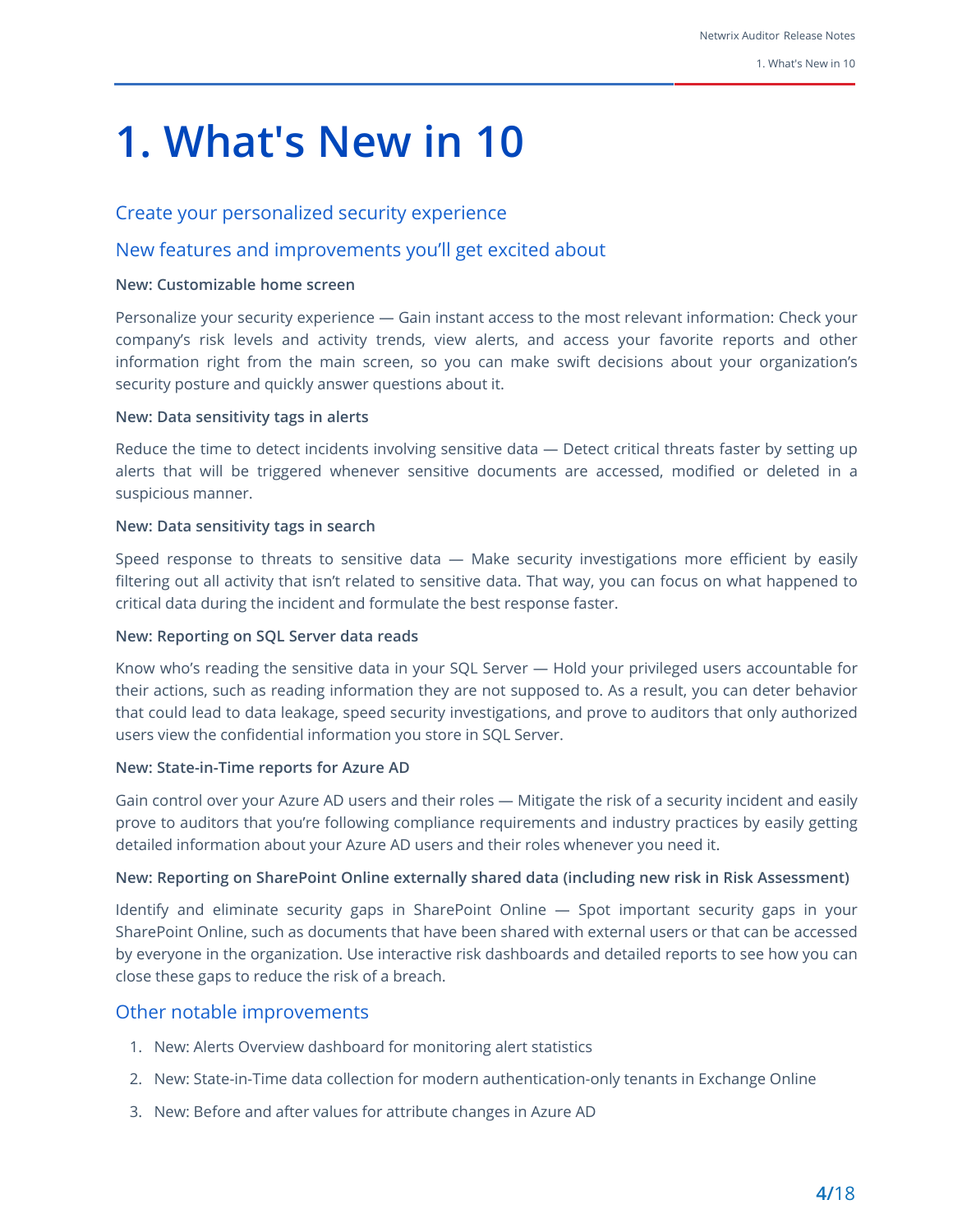# 1. What's New in 10

## Create your personalized security experience

## New features and improvements you'll get excited about

**New: Customizable home screen**

Personalize your security experience — Gain instant access to the most relevant information: Check your company's risk levels and activity trends, view alerts, and access your favorite reports and other information right from the main screen, so you can make swift decisions about your organization's security posture and quickly answer questions about it.

**New: Data sensitivity tags in alerts**

Reduce the time to detect incidents involving sensitive data — Detect critical threats faster by setting up alerts that will be triggered whenever sensitive documents are accessed, modified or deleted in a suspicious manner.

**New: Data sensitivity tags in search**

Speed response to threats to sensitive data — Make security investigations more efficient by easily filtering out all activity that isn't related to sensitive data. That way, you can focus on what happened to critical data during the incident and formulate the best response faster.

**New: Reporting on SQL Server data reads**

Know who's reading the sensitive data in your SQL Server — Hold your privileged users accountable for their actions, such as reading information they are not supposed to. As a result, you can deter behavior that could lead to data leakage, speed security investigations, and prove to auditors that only authorized users view the confidential information you store in SQL Server.

**New: State-in-Time reports for Azure AD**

Gain control over your Azure AD users and their roles — Mitigate the risk of a security incident and easily prove to auditors that you're following compliance requirements and industry practices by easily getting detailed information about your Azure AD users and their roles whenever you need it.

**New: Reporting on SharePoint Online externally shared data (including new risk in Risk Assessment)**

Identify and eliminate security gaps in SharePoint Online — Spot important security gaps in your SharePoint Online, such as documents that have been shared with external users or that can be accessed by everyone in the organization. Use interactive risk dashboards and detailed reports to see how you can close these gaps to reduce the risk of a breach.

## Other notable improvements

1. New: Alerts Overview dashboard for monitoring alert statistics
2. New: State-in-Time data collection for modern authentication-only tenants in Exchange Online
3. New: Before and after values for attribute changes in Azure AD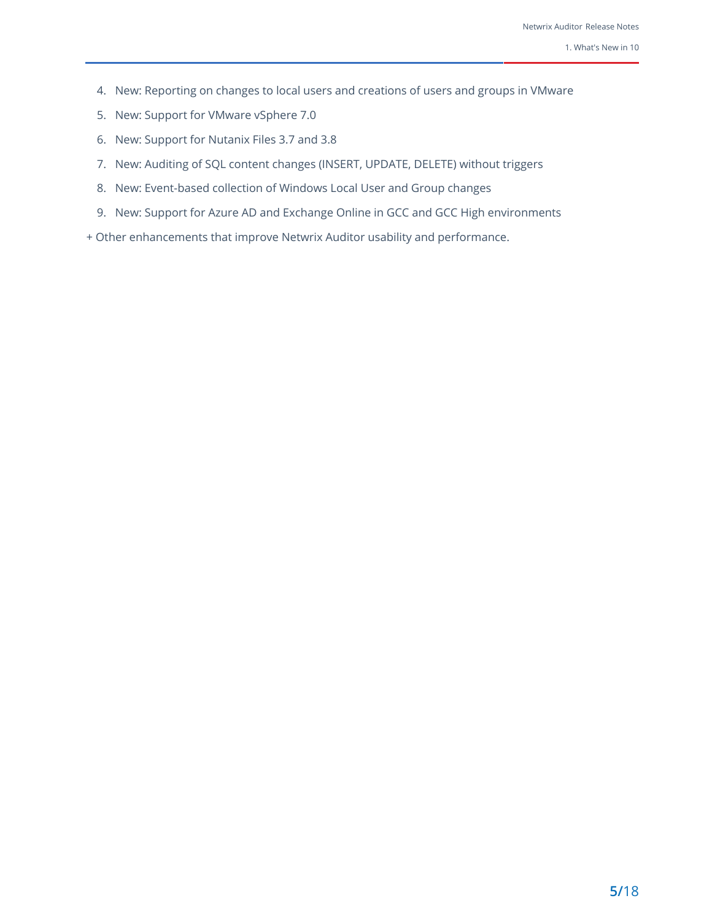4. New: Reporting on changes to local users and creations of users and groups in VMware
5. New: Support for VMware vSphere 7.0
6. New: Support for Nutanix Files 3.7 and 3.8
7. New: Auditing of SQL content changes (INSERT, UPDATE, DELETE) without triggers
8. New: Event-based collection of Windows Local User and Group changes
9. New: Support for Azure AD and Exchange Online in GCC and GCC High environments

+ Other enhancements that improve Netwrix Auditor usability and performance.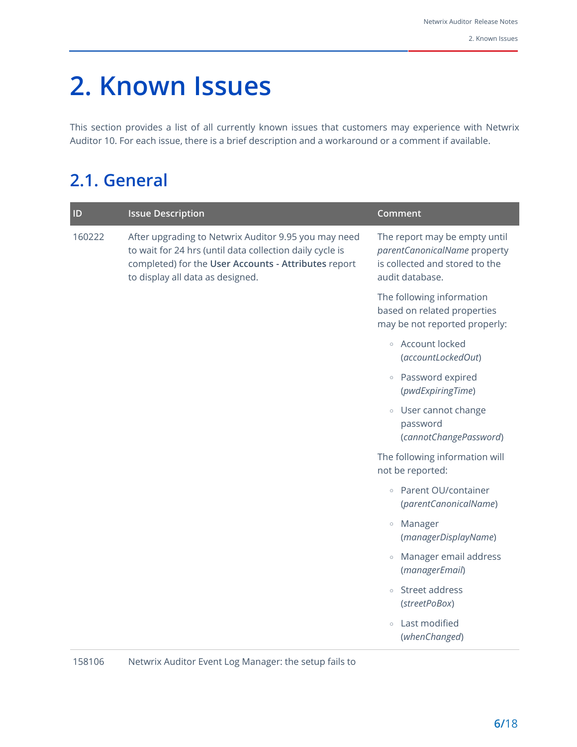# 2. Known Issues

This section provides a list of all currently known issues that customers may experience with Netwrix Auditor 10. For each issue, there is a brief description and a workaround or a comment if available.

## 2.1. General

| ID | Issue Description | Comment |
|---|---|---|
| 160222 | After upgrading to Netwrix Auditor 9.95 you may need to wait for 24 hrs (until data collection daily cycle is completed) for the **User Accounts - Attributes** report to display all data as designed. | The report may be empty until *parentCanonicalName* property is collected and stored to the audit database.<br><br>The following information based on related properties may be not reported properly:<br>◦ Account locked (*accountLockedOut*)<br>◦ Password expired (*pwdExpiringTime*)<br>◦ User cannot change password (*cannotChangePassword*)<br><br>The following information will not be reported:<br>◦ Parent OU/container (*parentCanonicalName*)<br>◦ Manager (*managerDisplayName*)<br>◦ Manager email address (*managerEmail*)<br>◦ Street address (*streetPoBox*)<br>◦ Last modified (*whenChanged*) |
| 158106 | Netwrix Auditor Event Log Manager: the setup fails to | |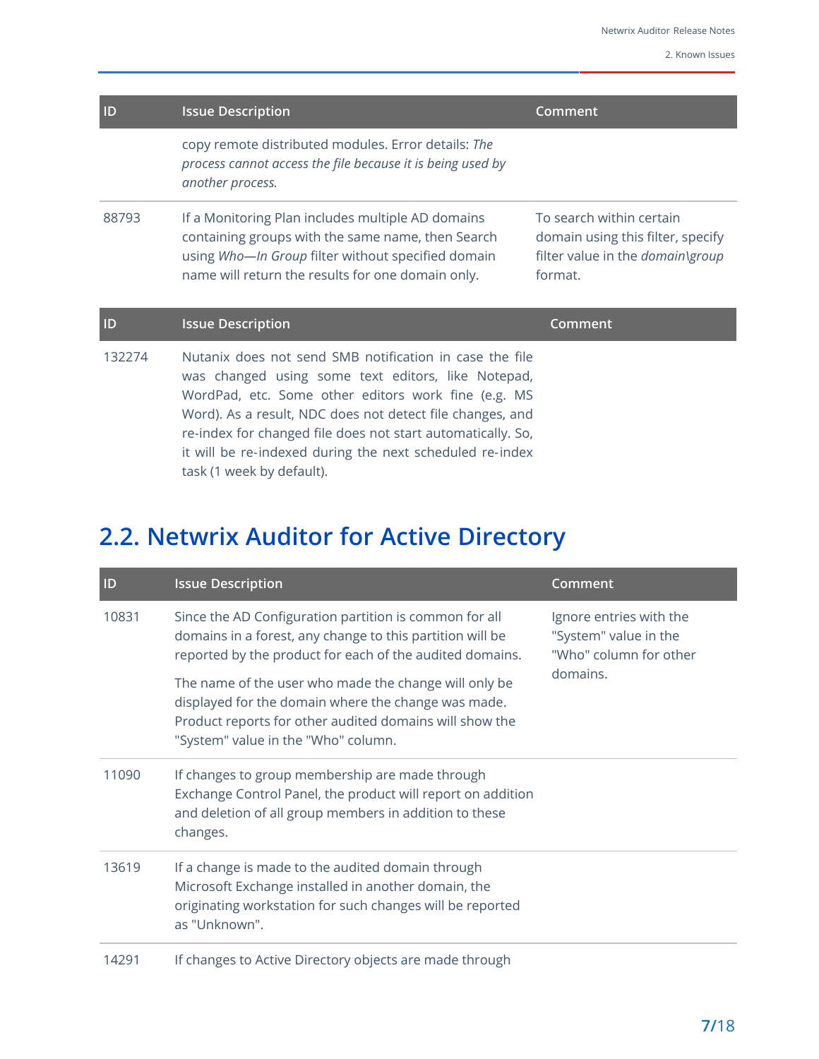| ID | Issue Description | Comment |
|---|---|---|
| | copy remote distributed modules. Error details: *The process cannot access the file because it is being used by another process.* | |
| 88793 | If a Monitoring Plan includes multiple AD domains containing groups with the same name, then Search using *Who—In Group* filter without specified domain name will return the results for one domain only. | To search within certain domain using this filter, specify filter value in the *domain\group* format. |

| ID | Issue Description | Comment |
|---|---|---|
| 132274 | Nutanix does not send SMB notification in case the file was changed using some text editors, like Notepad, WordPad, etc. Some other editors work fine (e.g. MS Word). As a result, NDC does not detect file changes, and re-index for changed file does not start automatically. So, it will be re-indexed during the next scheduled re-index task (1 week by default). | |

## 2.2. Netwrix Auditor for Active Directory

| ID | Issue Description | Comment |
|---|---|---|
| 10831 | Since the AD Configuration partition is common for all domains in a forest, any change to this partition will be reported by the product for each of the audited domains.<br><br>The name of the user who made the change will only be displayed for the domain where the change was made. Product reports for other audited domains will show the "System" value in the "Who" column. | Ignore entries with the "System" value in the "Who" column for other domains. |
| 11090 | If changes to group membership are made through Exchange Control Panel, the product will report on addition and deletion of all group members in addition to these changes. | |
| 13619 | If a change is made to the audited domain through Microsoft Exchange installed in another domain, the originating workstation for such changes will be reported as "Unknown". | |
| 14291 | If changes to Active Directory objects are made through | |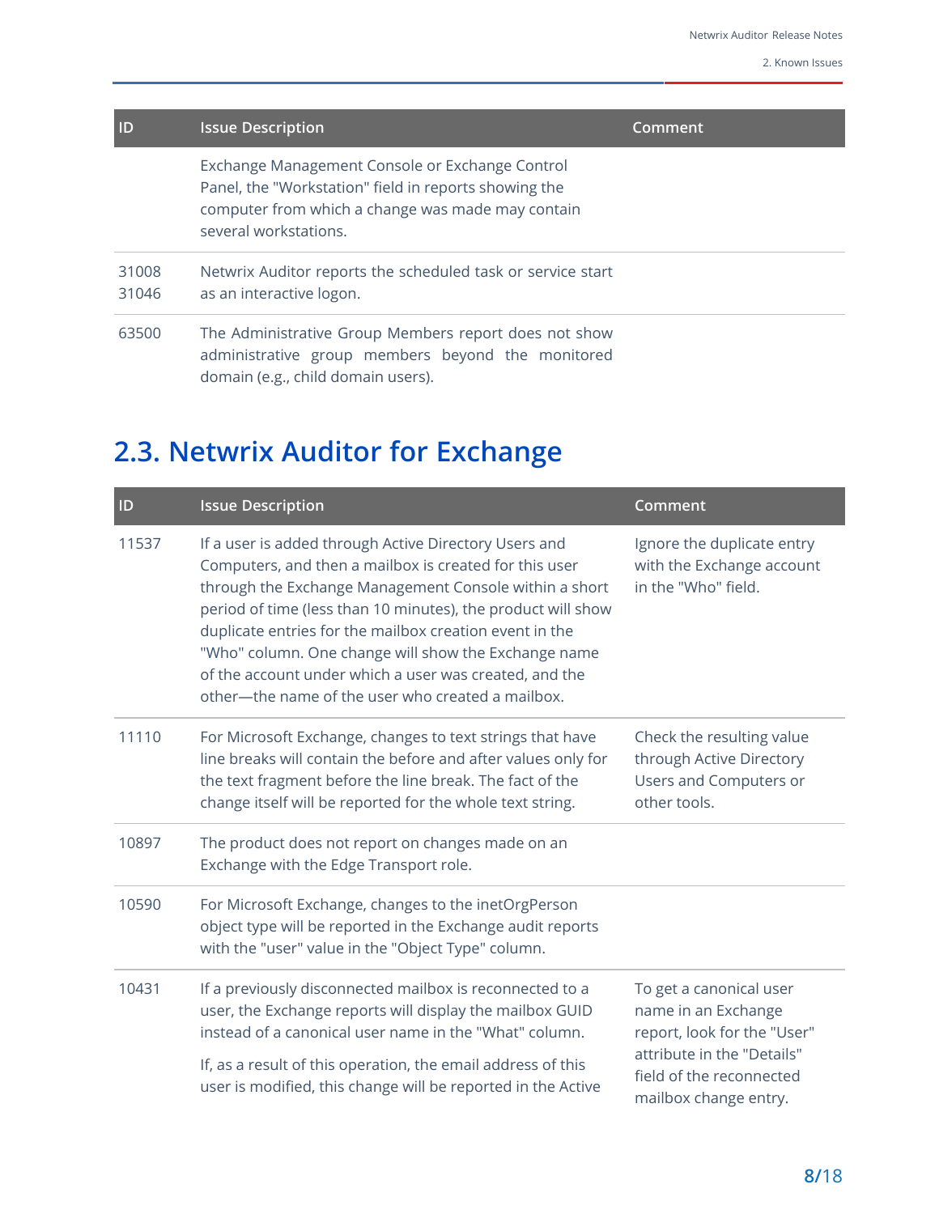| ID | Issue Description | Comment |
|---|---|---|
| | Exchange Management Console or Exchange Control Panel, the "Workstation" field in reports showing the computer from which a change was made may contain several workstations. | |
| 31008 31046 | Netwrix Auditor reports the scheduled task or service start as an interactive logon. | |
| 63500 | The Administrative Group Members report does not show administrative group members beyond the monitored domain (e.g., child domain users). | |

## 2.3. Netwrix Auditor for Exchange

| ID | Issue Description | Comment |
|---|---|---|
| 11537 | If a user is added through Active Directory Users and Computers, and then a mailbox is created for this user through the Exchange Management Console within a short period of time (less than 10 minutes), the product will show duplicate entries for the mailbox creation event in the "Who" column. One change will show the Exchange name of the account under which a user was created, and the other—the name of the user who created a mailbox. | Ignore the duplicate entry with the Exchange account in the "Who" field. |
| 11110 | For Microsoft Exchange, changes to text strings that have line breaks will contain the before and after values only for the text fragment before the line break. The fact of the change itself will be reported for the whole text string. | Check the resulting value through Active Directory Users and Computers or other tools. |
| 10897 | The product does not report on changes made on an Exchange with the Edge Transport role. | |
| 10590 | For Microsoft Exchange, changes to the inetOrgPerson object type will be reported in the Exchange audit reports with the "user" value in the "Object Type" column. | |
| 10431 | If a previously disconnected mailbox is reconnected to a user, the Exchange reports will display the mailbox GUID instead of a canonical user name in the "What" column. If, as a result of this operation, the email address of this user is modified, this change will be reported in the Active | To get a canonical user name in an Exchange report, look for the "User" attribute in the "Details" field of the reconnected mailbox change entry. |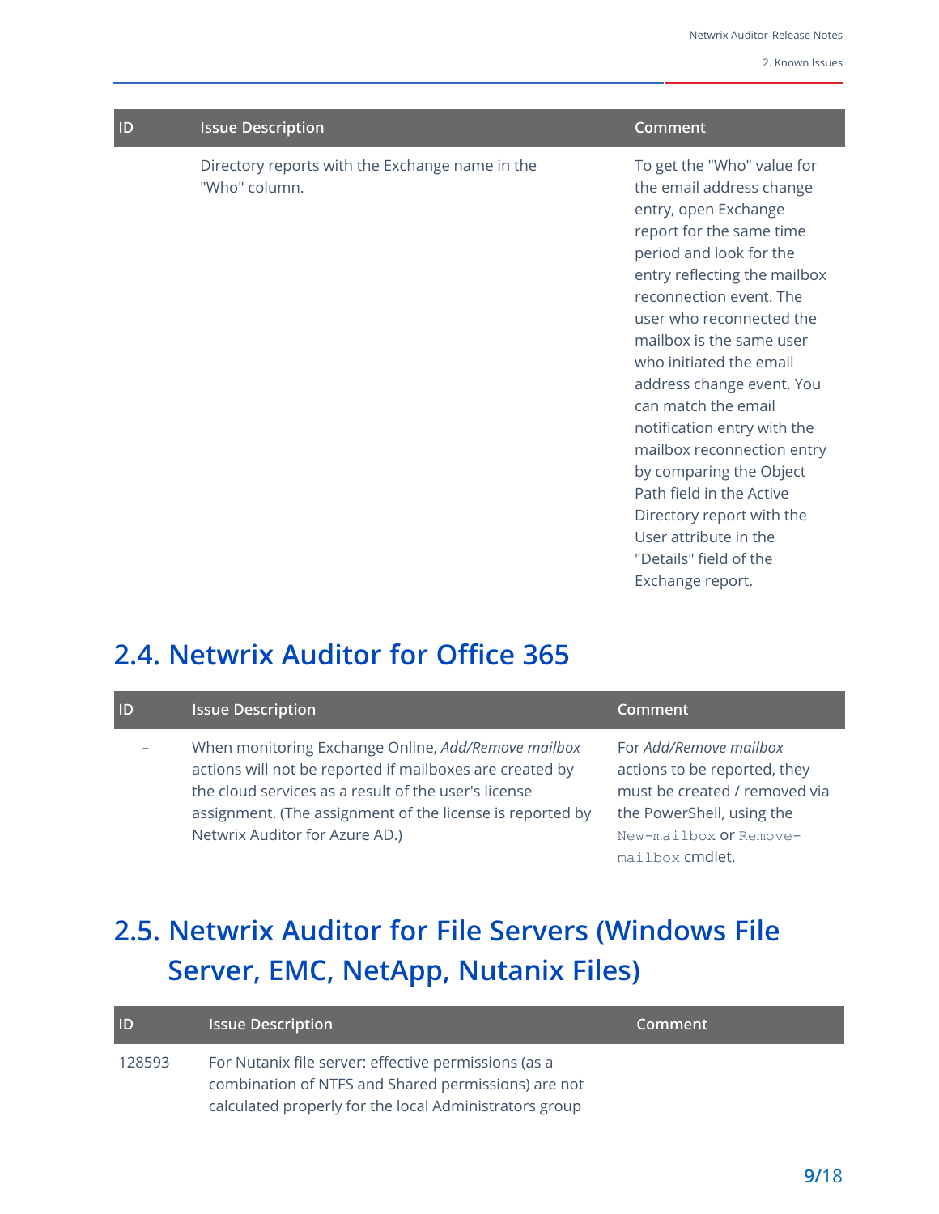| ID | Issue Description | Comment |
|---|---|---|
| | Directory reports with the Exchange name in the "Who" column. | To get the "Who" value for the email address change entry, open Exchange report for the same time period and look for the entry reflecting the mailbox reconnection event. The user who reconnected the mailbox is the same user who initiated the email address change event. You can match the email notification entry with the mailbox reconnection entry by comparing the Object Path field in the Active Directory report with the User attribute in the "Details" field of the Exchange report. |

## 2.4. Netwrix Auditor for Office 365

| ID | Issue Description | Comment |
|---|---|---|
| – | When monitoring Exchange Online, *Add/Remove mailbox* actions will not be reported if mailboxes are created by the cloud services as a result of the user's license assignment. (The assignment of the license is reported by Netwrix Auditor for Azure AD.) | For *Add/Remove mailbox* actions to be reported, they must be created / removed via the PowerShell, using the `New-mailbox` or `Remove-mailbox` cmdlet. |

## 2.5. Netwrix Auditor for File Servers (Windows File Server, EMC, NetApp, Nutanix Files)

| ID | Issue Description | Comment |
|---|---|---|
| 128593 | For Nutanix file server: effective permissions (as a combination of NTFS and Shared permissions) are not calculated properly for the local Administrators group | |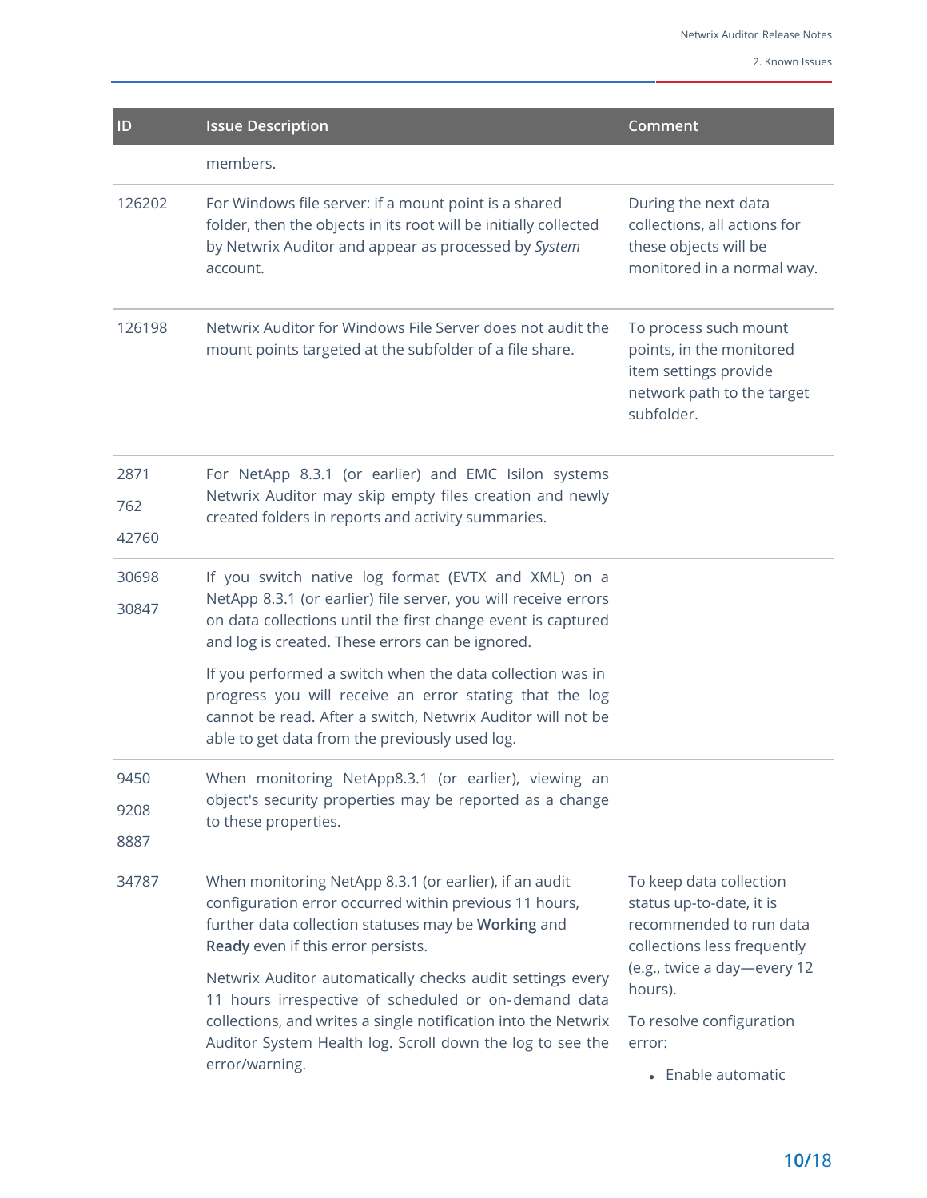| ID | Issue Description | Comment |
|---|---|---|
| | members. | |
| 126202 | For Windows file server: if a mount point is a shared folder, then the objects in its root will be initially collected by Netwrix Auditor and appear as processed by *System* account. | During the next data collections, all actions for these objects will be monitored in a normal way. |
| 126198 | Netwrix Auditor for Windows File Server does not audit the mount points targeted at the subfolder of a file share. | To process such mount points, in the monitored item settings provide network path to the target subfolder. |
| 2871<br>762<br>42760 | For NetApp 8.3.1 (or earlier) and EMC Isilon systems Netwrix Auditor may skip empty files creation and newly created folders in reports and activity summaries. | |
| 30698<br>30847 | If you switch native log format (EVTX and XML) on a NetApp 8.3.1 (or earlier) file server, you will receive errors on data collections until the first change event is captured and log is created. These errors can be ignored.<br><br>If you performed a switch when the data collection was in progress you will receive an error stating that the log cannot be read. After a switch, Netwrix Auditor will not be able to get data from the previously used log. | |
| 9450<br>9208<br>8887 | When monitoring NetApp8.3.1 (or earlier), viewing an object's security properties may be reported as a change to these properties. | |
| 34787 | When monitoring NetApp 8.3.1 (or earlier), if an audit configuration error occurred within previous 11 hours, further data collection statuses may be **Working** and **Ready** even if this error persists.<br><br>Netwrix Auditor automatically checks audit settings every 11 hours irrespective of scheduled or on-demand data collections, and writes a single notification into the Netwrix Auditor System Health log. Scroll down the log to see the error/warning. | To keep data collection status up-to-date, it is recommended to run data collections less frequently (e.g., twice a day—every 12 hours).<br><br>To resolve configuration error:<br><br>• Enable automatic |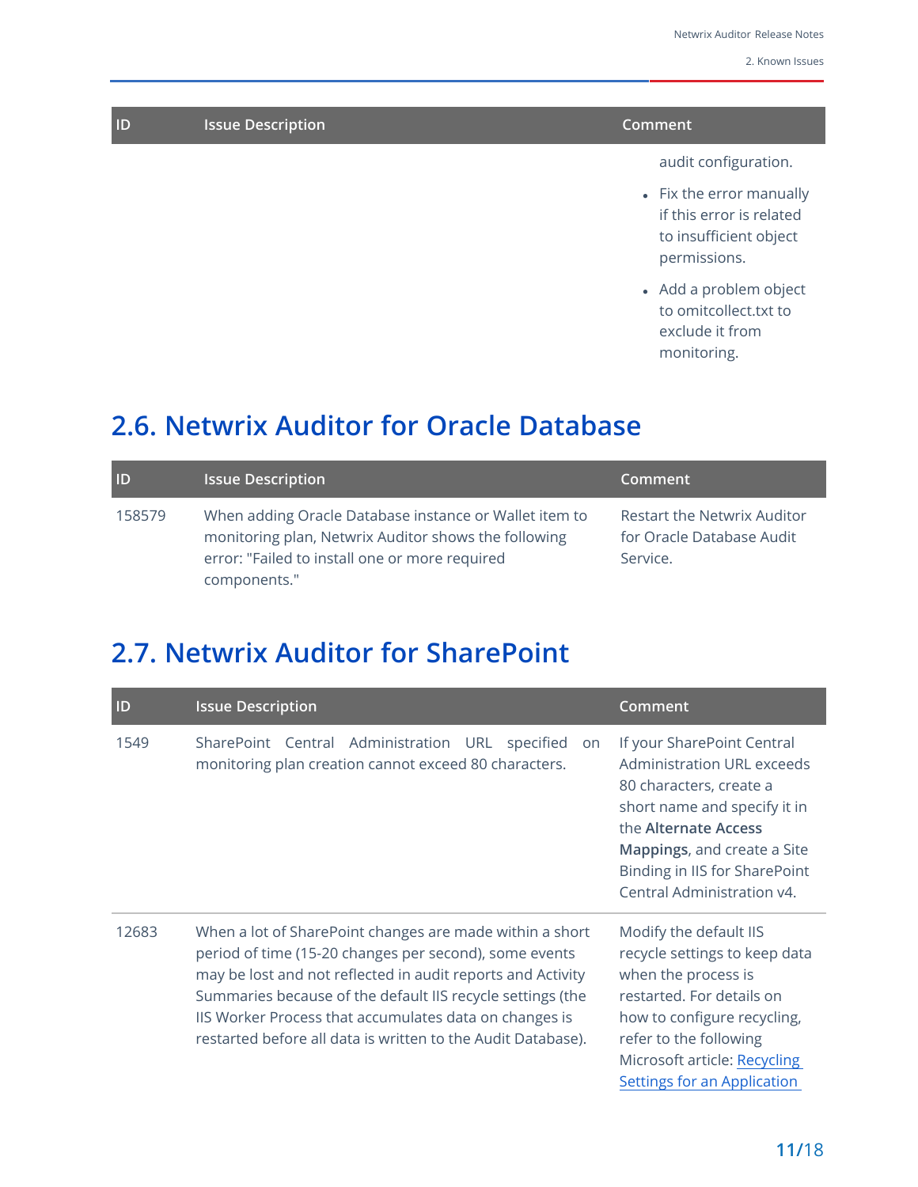| ID | Issue Description | Comment |
|---|---|---|
| | | audit configuration.<br>• Fix the error manually if this error is related to insufficient object permissions.<br>• Add a problem object to omitcollect.txt to exclude it from monitoring. |

## 2.6. Netwrix Auditor for Oracle Database

| ID | Issue Description | Comment |
|---|---|---|
| 158579 | When adding Oracle Database instance or Wallet item to monitoring plan, Netwrix Auditor shows the following error: "Failed to install one or more required components." | Restart the Netwrix Auditor for Oracle Database Audit Service. |

## 2.7. Netwrix Auditor for SharePoint

| ID | Issue Description | Comment |
|---|---|---|
| 1549 | SharePoint Central Administration URL specified on monitoring plan creation cannot exceed 80 characters. | If your SharePoint Central Administration URL exceeds 80 characters, create a short name and specify it in the **Alternate Access Mappings**, and create a Site Binding in IIS for SharePoint Central Administration v4. |
| 12683 | When a lot of SharePoint changes are made within a short period of time (15-20 changes per second), some events may be lost and not reflected in audit reports and Activity Summaries because of the default IIS recycle settings (the IIS Worker Process that accumulates data on changes is restarted before all data is written to the Audit Database). | Modify the default IIS recycle settings to keep data when the process is restarted. For details on how to configure recycling, refer to the following Microsoft article: Recycling Settings for an Application |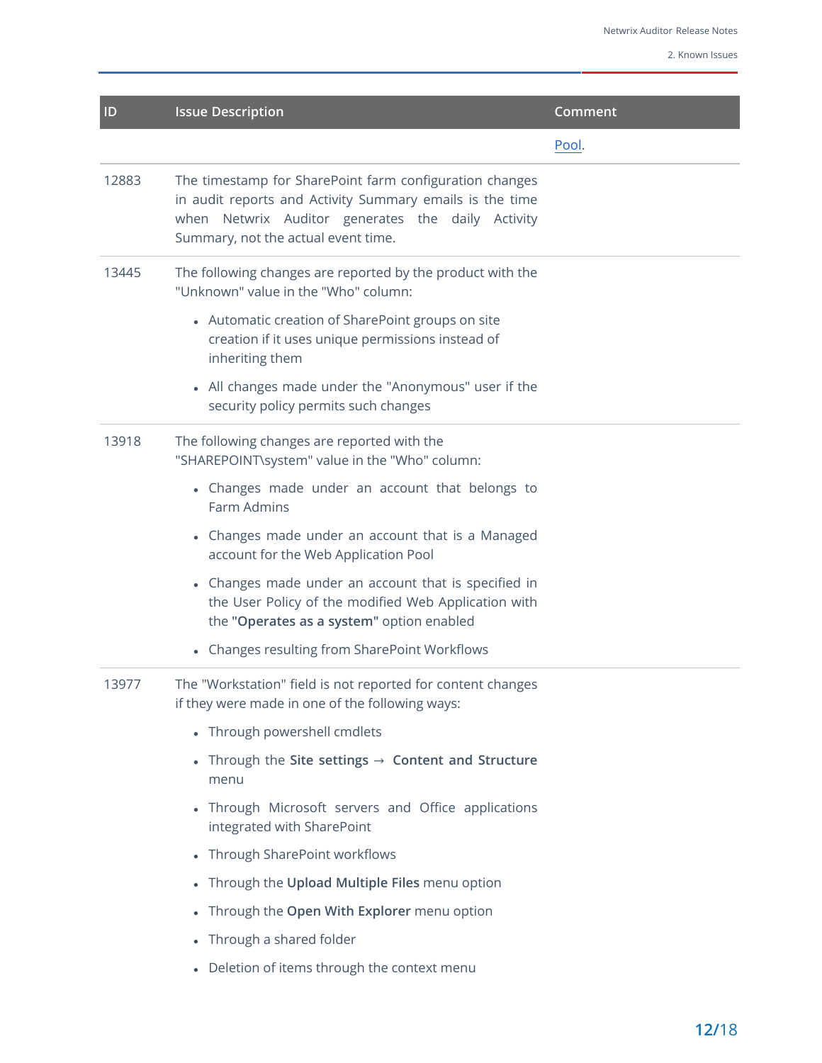| ID | Issue Description | Comment |
|---|---|---|
| | | Pool. |
| 12883 | The timestamp for SharePoint farm configuration changes in audit reports and Activity Summary emails is the time when Netwrix Auditor generates the daily Activity Summary, not the actual event time. | |
| 13445 | The following changes are reported by the product with the "Unknown" value in the "Who" column:<br>• Automatic creation of SharePoint groups on site creation if it uses unique permissions instead of inheriting them<br>• All changes made under the "Anonymous" user if the security policy permits such changes | |
| 13918 | The following changes are reported with the "SHAREPOINT\system" value in the "Who" column:<br>• Changes made under an account that belongs to Farm Admins<br>• Changes made under an account that is a Managed account for the Web Application Pool<br>• Changes made under an account that is specified in the User Policy of the modified Web Application with the **"Operates as a system"** option enabled<br>• Changes resulting from SharePoint Workflows | |
| 13977 | The "Workstation" field is not reported for content changes if they were made in one of the following ways:<br>• Through powershell cmdlets<br>• Through the **Site settings** → **Content and Structure** menu<br>• Through Microsoft servers and Office applications integrated with SharePoint<br>• Through SharePoint workflows<br>• Through the **Upload Multiple Files** menu option<br>• Through the **Open With Explorer** menu option<br>• Through a shared folder<br>• Deletion of items through the context menu | |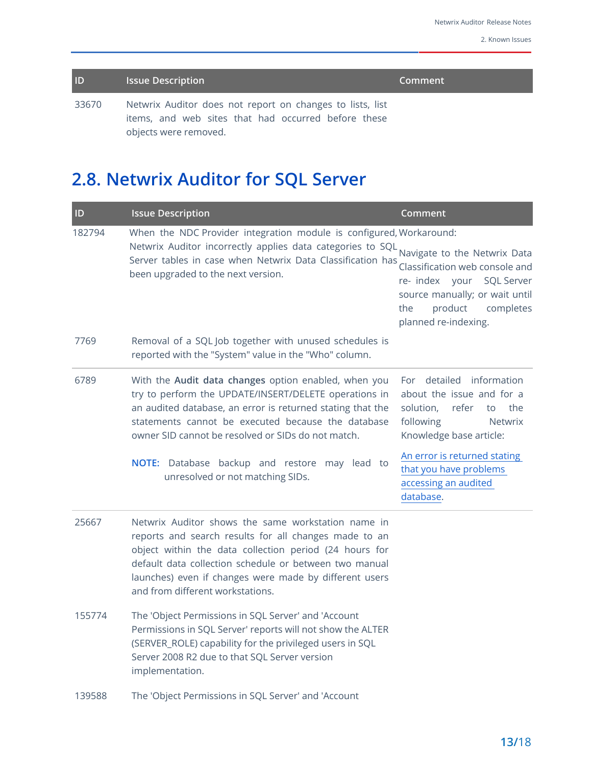| ID | Issue Description | Comment |
| --- | --- | --- |
| 33670 | Netwrix Auditor does not report on changes to lists, list items, and web sites that had occurred before these objects were removed. | |

## 2.8. Netwrix Auditor for SQL Server

| ID | Issue Description | Comment |
| --- | --- | --- |
| 182794 | When the NDC Provider integration module is configured, Netwrix Auditor incorrectly applies data categories to SQL Server tables in case when Netwrix Data Classification has been upgraded to the next version. | Workaround:<br><br>Navigate to the Netwrix Data Classification web console and re- index your SQL Server source manually; or wait until the product completes planned re-indexing. |
| 7769 | Removal of a SQL Job together with unused schedules is reported with the "System" value in the "Who" column. | |
| 6789 | With the **Audit data changes** option enabled, when you try to perform the UPDATE/INSERT/DELETE operations in an audited database, an error is returned stating that the statements cannot be executed because the database owner SID cannot be resolved or SIDs do not match.<br><br>**NOTE:** Database backup and restore may lead to unresolved or not matching SIDs. | For detailed information about the issue and for a solution, refer to the following Netwrix Knowledge base article:<br><br>An error is returned stating that you have problems accessing an audited database. |
| 25667 | Netwrix Auditor shows the same workstation name in reports and search results for all changes made to an object within the data collection period (24 hours for default data collection schedule or between two manual launches) even if changes were made by different users and from different workstations. | |
| 155774 | The 'Object Permissions in SQL Server' and 'Account Permissions in SQL Server' reports will not show the ALTER (SERVER_ROLE) capability for the privileged users in SQL Server 2008 R2 due to that SQL Server version implementation. | |
| 139588 | The 'Object Permissions in SQL Server' and 'Account | |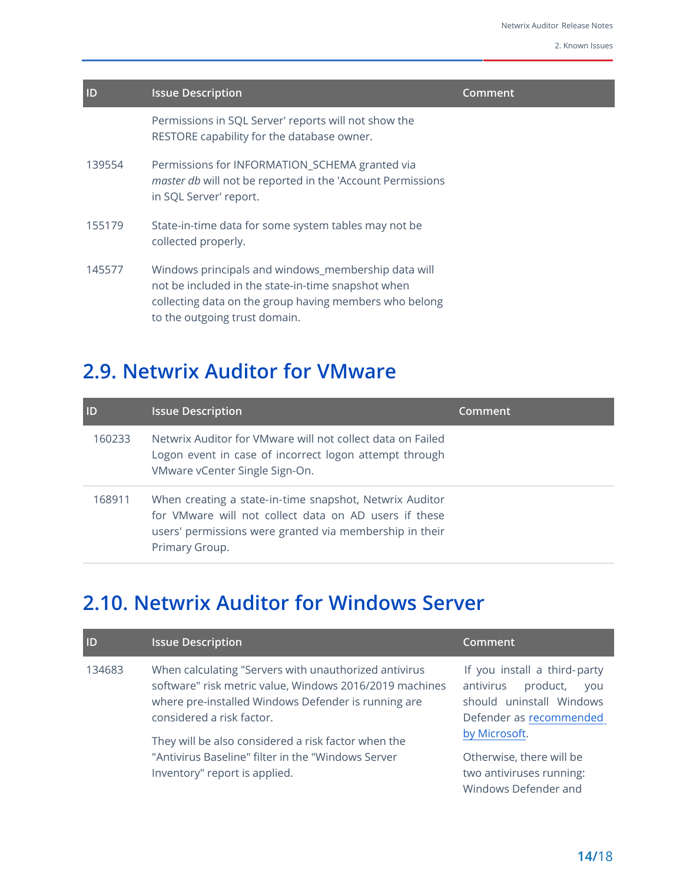| ID | Issue Description | Comment |
|---|---|---|
| | Permissions in SQL Server' reports will not show the RESTORE capability for the database owner. | |
| 139554 | Permissions for INFORMATION_SCHEMA granted via *master db* will not be reported in the 'Account Permissions in SQL Server' report. | |
| 155179 | State-in-time data for some system tables may not be collected properly. | |
| 145577 | Windows principals and windows_membership data will not be included in the state-in-time snapshot when collecting data on the group having members who belong to the outgoing trust domain. | |

## 2.9. Netwrix Auditor for VMware

| ID | Issue Description | Comment |
|---|---|---|
| 160233 | Netwrix Auditor for VMware will not collect data on Failed Logon event in case of incorrect logon attempt through VMware vCenter Single Sign-On. | |
| 168911 | When creating a state-in-time snapshot, Netwrix Auditor for VMware will not collect data on AD users if these users' permissions were granted via membership in their Primary Group. | |

## 2.10. Netwrix Auditor for Windows Server

| ID | Issue Description | Comment |
|---|---|---|
| 134683 | When calculating "Servers with unauthorized antivirus software" risk metric value, Windows 2016/2019 machines where pre-installed Windows Defender is running are considered a risk factor.<br><br>They will be also considered a risk factor when the "Antivirus Baseline" filter in the "Windows Server Inventory" report is applied. | If you install a third-party antivirus product, you should uninstall Windows Defender as recommended by Microsoft.<br><br>Otherwise, there will be two antiviruses running: Windows Defender and |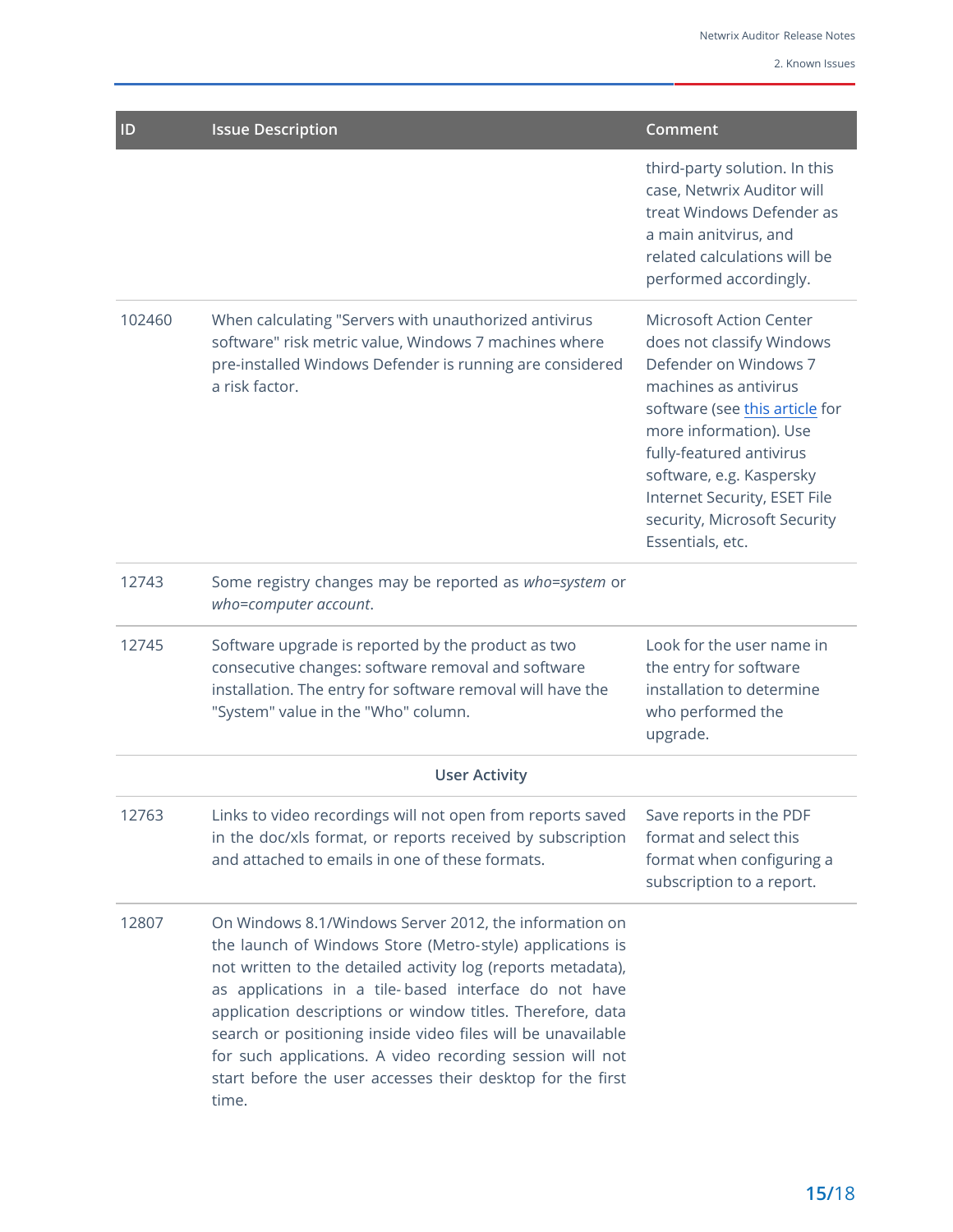| ID | Issue Description | Comment |
|---|---|---|
| | | third-party solution. In this case, Netwrix Auditor will treat Windows Defender as a main anitvirus, and related calculations will be performed accordingly. |
| 102460 | When calculating "Servers with unauthorized antivirus software" risk metric value, Windows 7 machines where pre-installed Windows Defender is running are considered a risk factor. | Microsoft Action Center does not classify Windows Defender on Windows 7 machines as antivirus software (see this article for more information). Use fully-featured antivirus software, e.g. Kaspersky Internet Security, ESET File security, Microsoft Security Essentials, etc. |
| 12743 | Some registry changes may be reported as *who=system* or *who=computer account*. | |
| 12745 | Software upgrade is reported by the product as two consecutive changes: software removal and software installation. The entry for software removal will have the "System" value in the "Who" column. | Look for the user name in the entry for software installation to determine who performed the upgrade. |
| | **User Activity** | |
| 12763 | Links to video recordings will not open from reports saved in the doc/xls format, or reports received by subscription and attached to emails in one of these formats. | Save reports in the PDF format and select this format when configuring a subscription to a report. |
| 12807 | On Windows 8.1/Windows Server 2012, the information on the launch of Windows Store (Metro-style) applications is not written to the detailed activity log (reports metadata), as applications in a tile-based interface do not have application descriptions or window titles. Therefore, data search or positioning inside video files will be unavailable for such applications. A video recording session will not start before the user accesses their desktop for the first time. | |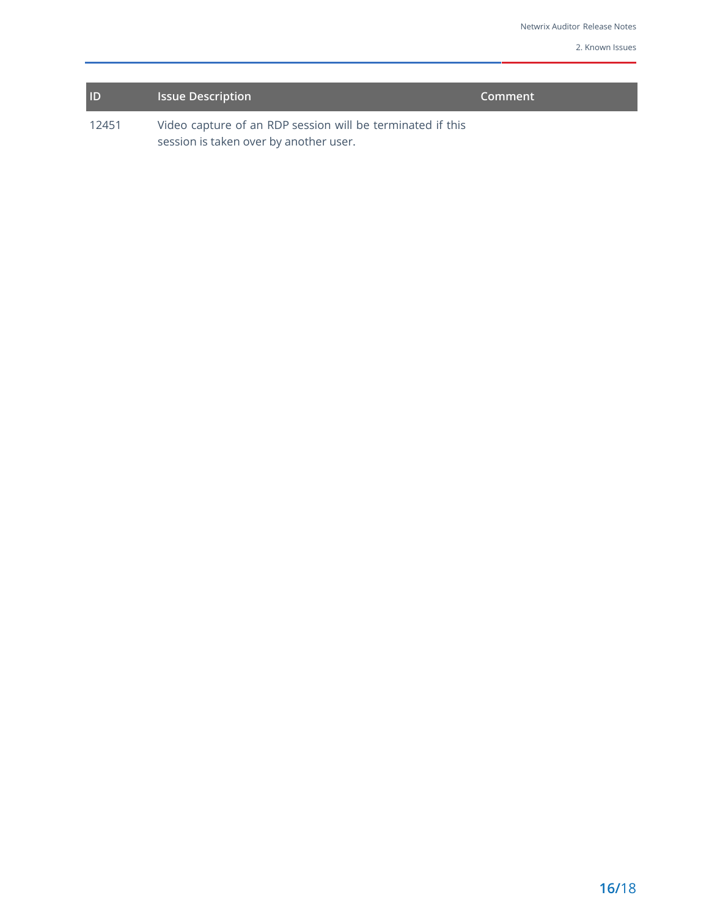| ID | Issue Description | Comment |
| --- | --- | --- |
| 12451 | Video capture of an RDP session will be terminated if this session is taken over by another user. | |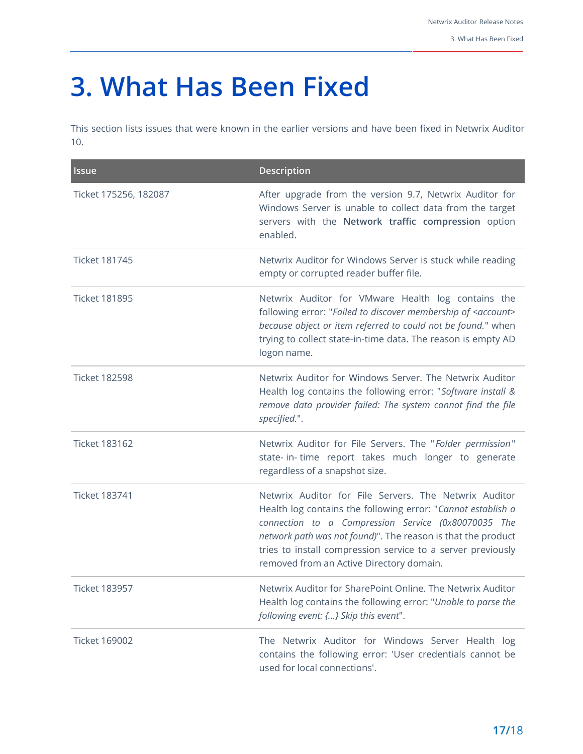# 3. What Has Been Fixed

This section lists issues that were known in the earlier versions and have been fixed in Netwrix Auditor 10.

| Issue | Description |
|---|---|
| Ticket 175256, 182087 | After upgrade from the version 9.7, Netwrix Auditor for Windows Server is unable to collect data from the target servers with the **Network traffic compression** option enabled. |
| Ticket 181745 | Netwrix Auditor for Windows Server is stuck while reading empty or corrupted reader buffer file. |
| Ticket 181895 | Netwrix Auditor for VMware Health log contains the following error: "*Failed to discover membership of <account> because object or item referred to could not be found.*" when trying to collect state-in-time data. The reason is empty AD logon name. |
| Ticket 182598 | Netwrix Auditor for Windows Server. The Netwrix Auditor Health log contains the following error: "*Software install & remove data provider failed: The system cannot find the file specified.*". |
| Ticket 183162 | Netwrix Auditor for File Servers. The "*Folder permission*" state- in- time report takes much longer to generate regardless of a snapshot size. |
| Ticket 183741 | Netwrix Auditor for File Servers. The Netwrix Auditor Health log contains the following error: "*Cannot establish a connection to a Compression Service (0x80070035 The network path was not found)*". The reason is that the product tries to install compression service to a server previously removed from an Active Directory domain. |
| Ticket 183957 | Netwrix Auditor for SharePoint Online. The Netwrix Auditor Health log contains the following error: "*Unable to parse the following event: {...} Skip this event*". |
| Ticket 169002 | The Netwrix Auditor for Windows Server Health log contains the following error: 'User credentials cannot be used for local connections'. |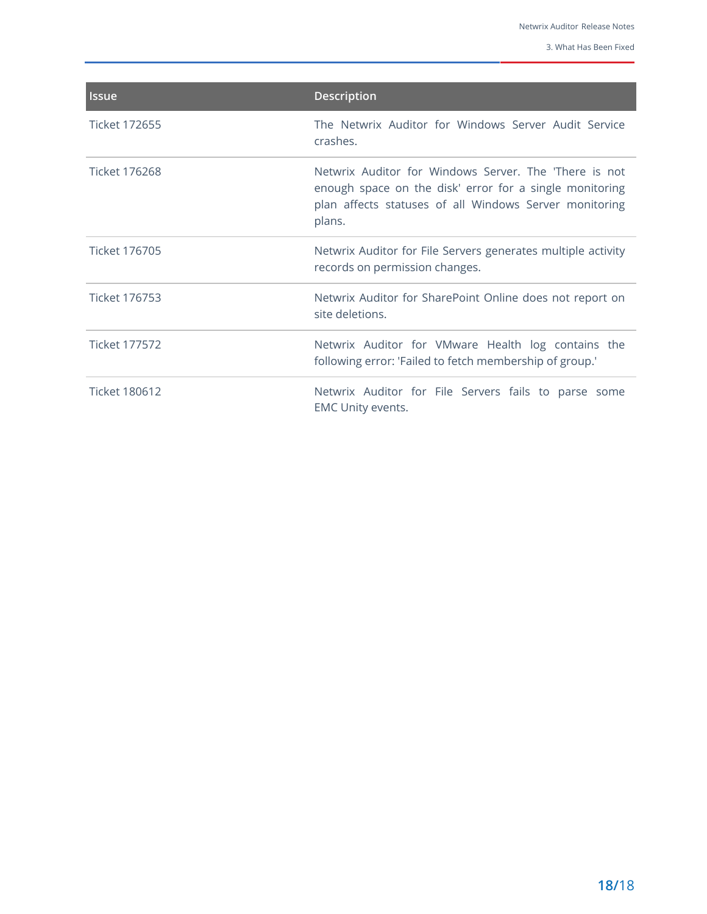| Issue | Description |
| --- | --- |
| Ticket 172655 | The Netwrix Auditor for Windows Server Audit Service crashes. |
| Ticket 176268 | Netwrix Auditor for Windows Server. The 'There is not enough space on the disk' error for a single monitoring plan affects statuses of all Windows Server monitoring plans. |
| Ticket 176705 | Netwrix Auditor for File Servers generates multiple activity records on permission changes. |
| Ticket 176753 | Netwrix Auditor for SharePoint Online does not report on site deletions. |
| Ticket 177572 | Netwrix Auditor for VMware Health log contains the following error: 'Failed to fetch membership of group.' |
| Ticket 180612 | Netwrix Auditor for File Servers fails to parse some EMC Unity events. |